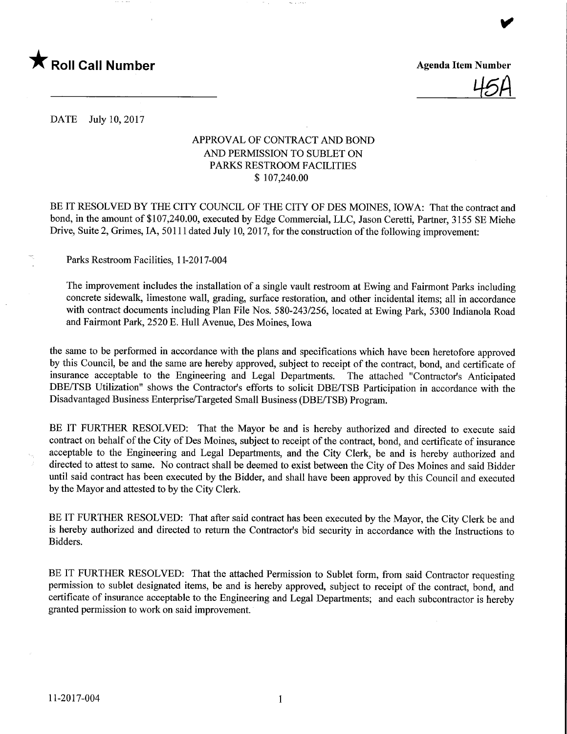★ **Roll Call Number**

**Agenda Item Number**

45A

DATE July 10, 2017

APPROVAL OF CONTRACT AND BOND
AND PERMISSION TO SUBLET ON
PARKS RESTROOM FACILITIES
$ 107,240.00

BE IT RESOLVED BY THE CITY COUNCIL OF THE CITY OF DES MOINES, IOWA: That the contract and bond, in the amount of $107,240.00, executed by Edge Commercial, LLC, Jason Ceretti, Partner, 3155 SE Miehe Drive, Suite 2, Grimes, IA, 50111 dated July 10, 2017, for the construction of the following improvement:

Parks Restroom Facilities, 11-2017-004

The improvement includes the installation of a single vault restroom at Ewing and Fairmont Parks including concrete sidewalk, limestone wall, grading, surface restoration, and other incidental items; all in accordance with contract documents including Plan File Nos. 580-243/256, located at Ewing Park, 5300 Indianola Road and Fairmont Park, 2520 E. Hull Avenue, Des Moines, Iowa

the same to be performed in accordance with the plans and specifications which have been heretofore approved by this Council, be and the same are hereby approved, subject to receipt of the contract, bond, and certificate of insurance acceptable to the Engineering and Legal Departments. The attached "Contractor's Anticipated DBE/TSB Utilization" shows the Contractor's efforts to solicit DBE/TSB Participation in accordance with the Disadvantaged Business Enterprise/Targeted Small Business (DBE/TSB) Program.

BE IT FURTHER RESOLVED: That the Mayor be and is hereby authorized and directed to execute said contract on behalf of the City of Des Moines, subject to receipt of the contract, bond, and certificate of insurance acceptable to the Engineering and Legal Departments, and the City Clerk, be and is hereby authorized and directed to attest to same. No contract shall be deemed to exist between the City of Des Moines and said Bidder until said contract has been executed by the Bidder, and shall have been approved by this Council and executed by the Mayor and attested to by the City Clerk.

BE IT FURTHER RESOLVED: That after said contract has been executed by the Mayor, the City Clerk be and is hereby authorized and directed to return the Contractor's bid security in accordance with the Instructions to Bidders.

BE IT FURTHER RESOLVED: That the attached Permission to Sublet form, from said Contractor requesting permission to sublet designated items, be and is hereby approved, subject to receipt of the contract, bond, and certificate of insurance acceptable to the Engineering and Legal Departments; and each subcontractor is hereby granted permission to work on said improvement.

11-2017-004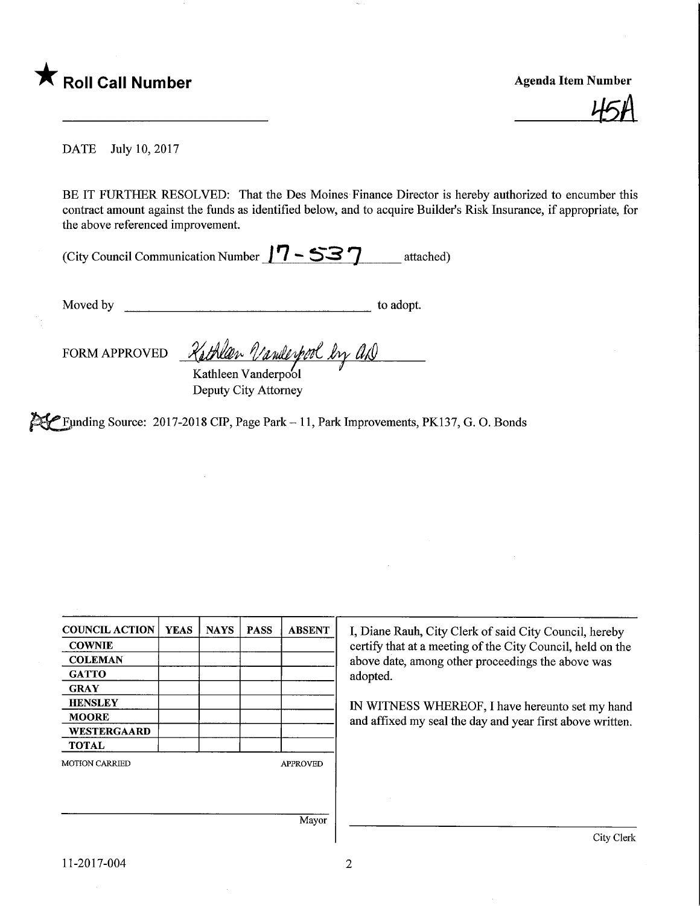★ **Roll Call Number**

**Agenda Item Number**

45A

DATE July 10, 2017

BE IT FURTHER RESOLVED: That the Des Moines Finance Director is hereby authorized to encumber this contract amount against the funds as identified below, and to acquire Builder's Risk Insurance, if appropriate, for the above referenced improvement.

(City Council Communication Number 17-537 attached)

Moved by ______________________________ to adopt.

FORM APPROVED *Kathleen Vanderpool by AD*
Kathleen Vanderpool
Deputy City Attorney

Funding Source: 2017-2018 CIP, Page Park – 11, Park Improvements, PK137, G. O. Bonds

| COUNCIL ACTION | YEAS | NAYS | PASS | ABSENT |
|---|---|---|---|---|
| COWNIE | | | | |
| COLEMAN | | | | |
| GATTO | | | | |
| GRAY | | | | |
| HENSLEY | | | | |
| MOORE | | | | |
| WESTERGAARD | | | | |
| TOTAL | | | | |

MOTION CARRIED APPROVED

______________________________
Mayor

I, Diane Rauh, City Clerk of said City Council, hereby certify that at a meeting of the City Council, held on the above date, among other proceedings the above was adopted.

IN WITNESS WHEREOF, I have hereunto set my hand and affixed my seal the day and year first above written.

______________________________
City Clerk

11-2017-004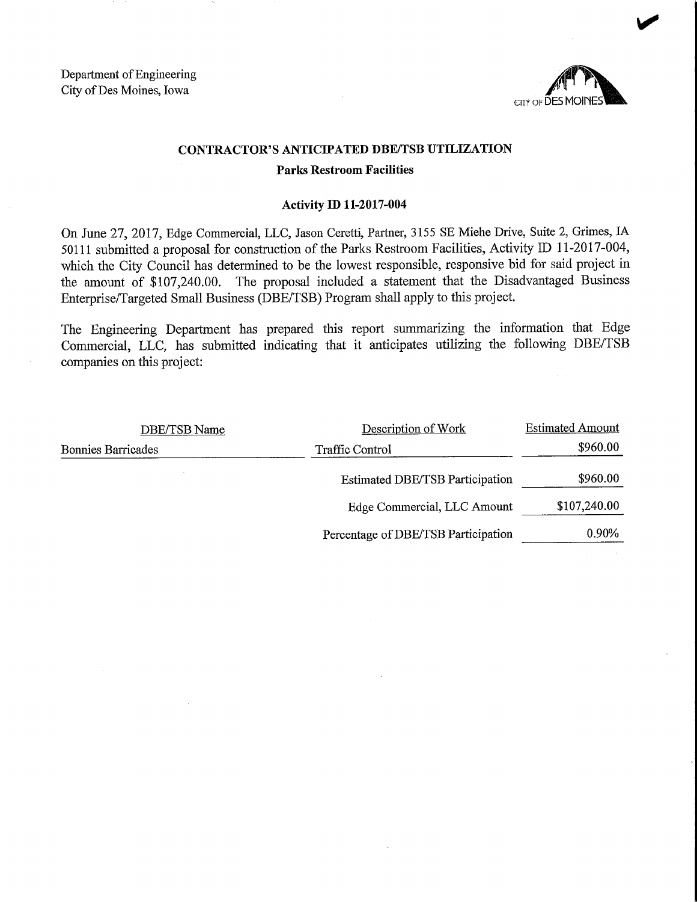Department of Engineering
City of Des Moines, Iowa

CITY OF DES MOINES

## CONTRACTOR'S ANTICIPATED DBE/TSB UTILIZATION

### Parks Restroom Facilities

### Activity ID 11-2017-004

On June 27, 2017, Edge Commercial, LLC, Jason Ceretti, Partner, 3155 SE Miehe Drive, Suite 2, Grimes, IA 50111 submitted a proposal for construction of the Parks Restroom Facilities, Activity ID 11-2017-004, which the City Council has determined to be the lowest responsible, responsive bid for said project in the amount of $107,240.00. The proposal included a statement that the Disadvantaged Business Enterprise/Targeted Small Business (DBE/TSB) Program shall apply to this project.

The Engineering Department has prepared this report summarizing the information that Edge Commercial, LLC, has submitted indicating that it anticipates utilizing the following DBE/TSB companies on this project:

| DBE/TSB Name | Description of Work | Estimated Amount |
| --- | --- | --- |
| Bonnies Barricades | Traffic Control | $960.00 |
| | Estimated DBE/TSB Participation | $960.00 |
| | Edge Commercial, LLC Amount | $107,240.00 |
| | Percentage of DBE/TSB Participation | 0.90% |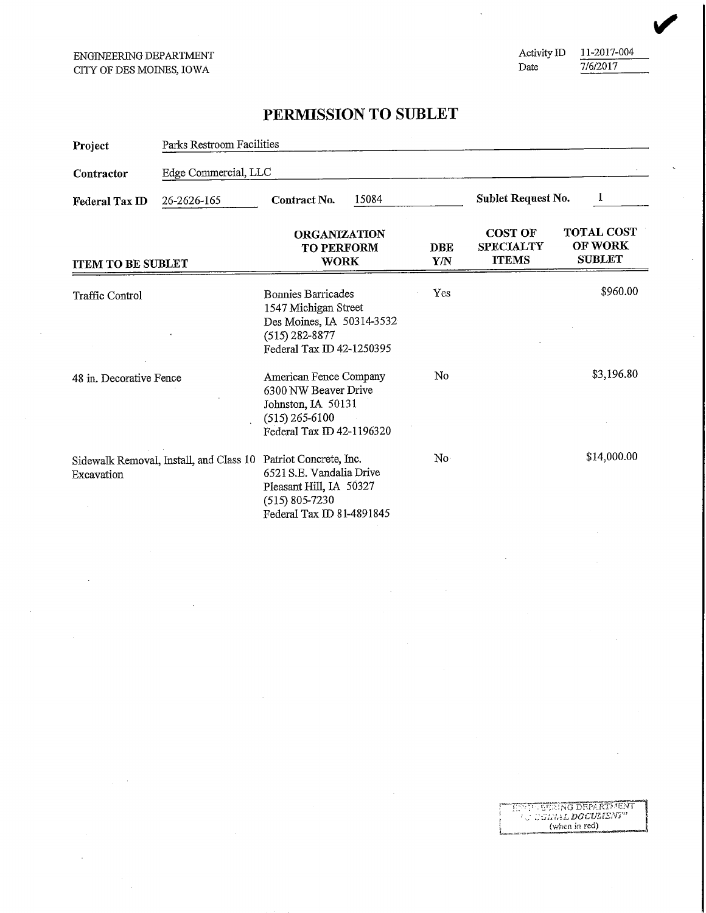ENGINEERING DEPARTMENT
CITY OF DES MOINES, IOWA

Activity ID 11-2017-004
Date 7/6/2017

# PERMISSION TO SUBLET

**Project** Parks Restroom Facilities

**Contractor** Edge Commercial, LLC

**Federal Tax ID** 26-2626-165 **Contract No.** 15084 **Sublet Request No.** 1

| ITEM TO BE SUBLET | ORGANIZATION TO PERFORM WORK | DBE Y/N | COST OF SPECIALTY ITEMS | TOTAL COST OF WORK SUBLET |
|---|---|---|---|---|
| Traffic Control | Bonnies Barricades<br>1547 Michigan Street<br>Des Moines, IA 50314-3532<br>(515) 282-8877<br>Federal Tax ID 42-1250395 | Yes | | $960.00 |
| 48 in. Decorative Fence | American Fence Company<br>6300 NW Beaver Drive<br>Johnston, IA 50131<br>(515) 265-6100<br>Federal Tax ID 42-1196320 | No | | $3,196.80 |
| Sidewalk Removal, Install, and Class 10 Excavation | Patriot Concrete, Inc.<br>6521 S.E. Vandalia Drive<br>Pleasant Hill, IA 50327<br>(515) 805-7230<br>Federal Tax ID 81-4891845 | No | | $14,000.00 |

ENGINEERING DEPARTMENT "ORIGINAL DOCUMENT" (when in red)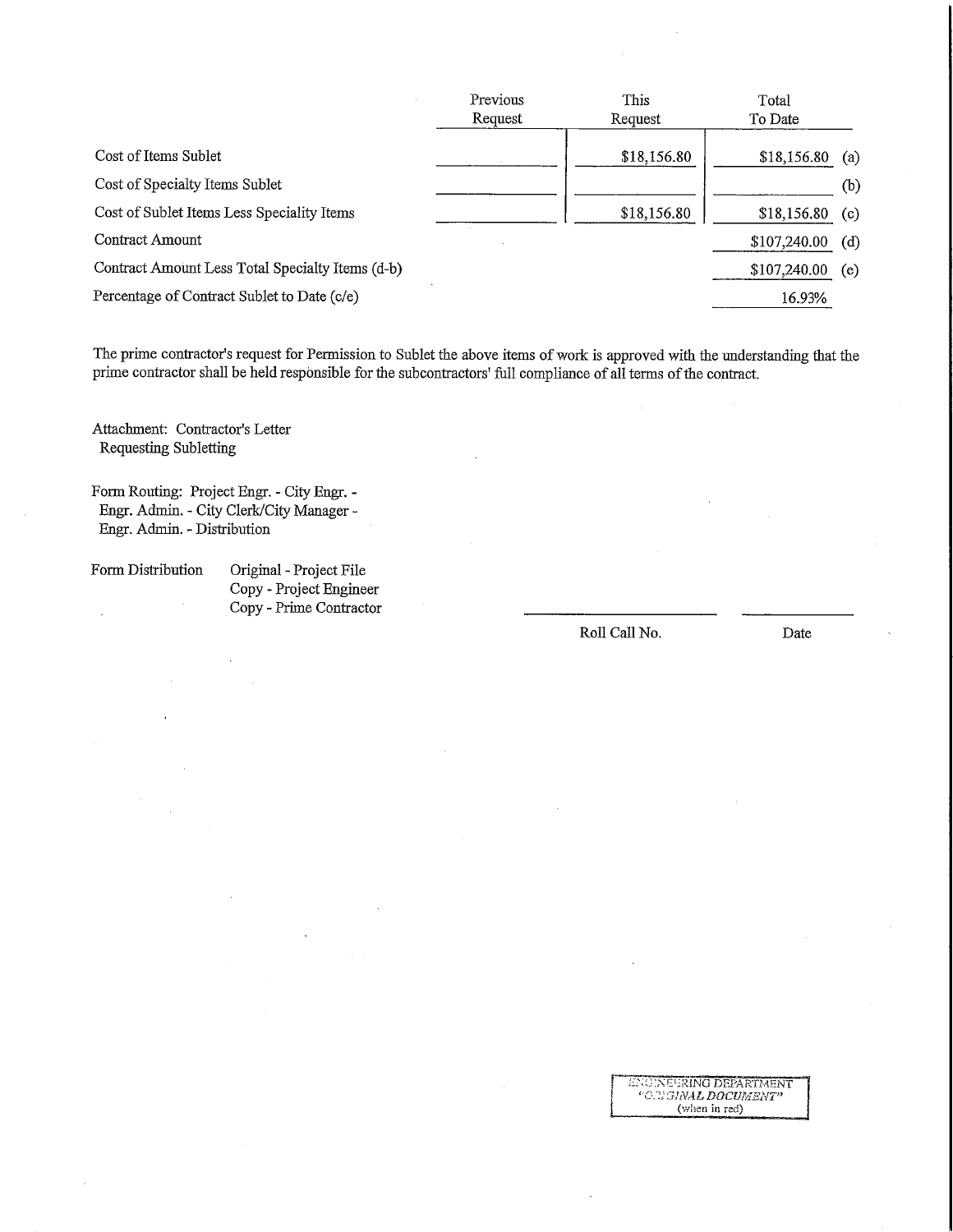| | Previous Request | This Request | Total To Date | |
|---|---|---|---|---|
| Cost of Items Sublet | | $18,156.80 | $18,156.80 | (a) |
| Cost of Specialty Items Sublet | | | | (b) |
| Cost of Sublet Items Less Speciality Items | | $18,156.80 | $18,156.80 | (c) |
| Contract Amount | | | $107,240.00 | (d) |
| Contract Amount Less Total Specialty Items (d-b) | | | $107,240.00 | (e) |
| Percentage of Contract Sublet to Date (c/e) | | | 16.93% | |

The prime contractor's request for Permission to Sublet the above items of work is approved with the understanding that the prime contractor shall be held responsible for the subcontractors' full compliance of all terms of the contract.

Attachment: Contractor's Letter Requesting Subletting

Form Routing: Project Engr. - City Engr. - Engr. Admin. - City Clerk/City Manager - Engr. Admin. - Distribution

Form Distribution
- Original - Project File
- Copy - Project Engineer
- Copy - Prime Contractor

Roll Call No. ____________ Date ____________

ENGINEERING DEPARTMENT
*"ORIGINAL DOCUMENT"*
(when in red)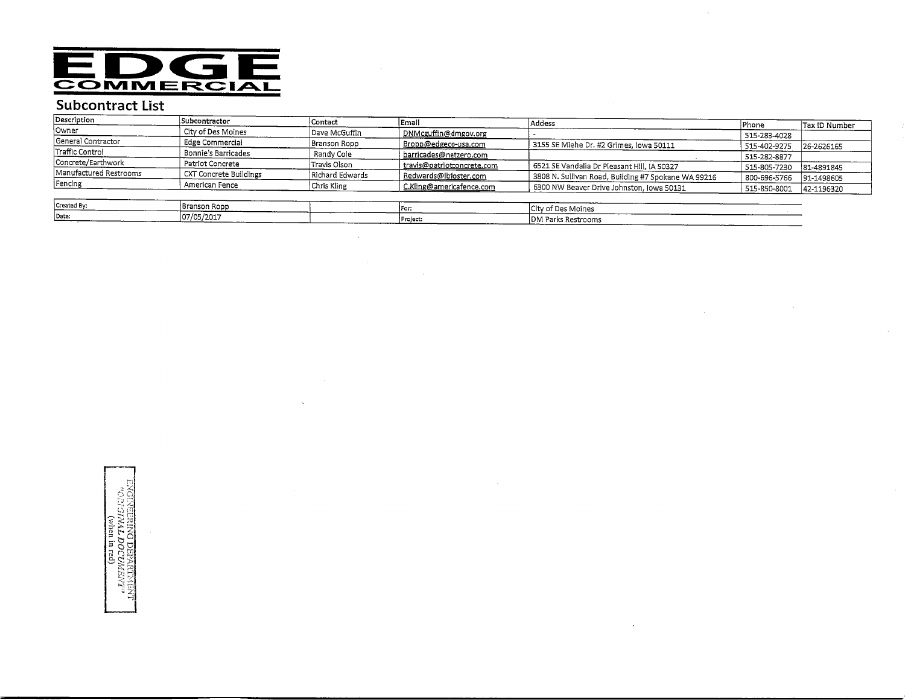# EDGE COMMERCIAL

## Subcontract List

| Description | Subcontractor | Contact | Email | Addess | Phone | Tax ID Number |
|---|---|---|---|---|---|---|
| Owner | City of Des Moines | Dave McGuffin | DNMcguffin@dmgov.org | - | 515-283-4028 | |
| General Contractor | Edge Commercial | Branson Ropp | Bropp@edgeco-usa.com | 3155 SE Miehe Dr. #2 Grimes, Iowa 50111 | 515-402-9275 | 26-2626165 |
| Traffic Control | Bonnie's Barricades | Randy Cole | barricades@netzero.com | | 515-282-8877 | |
| Concrete/Earthwork | Patriot Concrete | Travis Olson | travis@patriotconcrete.com | 6521 SE Vandalia Dr Pleasant Hill, IA 50327 | 515-805-7230 | 81-4891845 |
| Manufactured Restrooms | CXT Concrete Buildings | Richard Edwards | Redwards@lbfoster.com | 3808 N. Sullivan Road, Building #7 Spokane WA 99216 | 800-696-5766 | 91-1498605 |
| Fencing | American Fence | Chris Kling | C.Kling@americafence.com | 6300 NW Beaver Drive Johnston, Iowa 50131 | 515-850-8001 | 42-1196320 |

| | | | |
|---|---|---|---|
| Created By: | Branson Ropp | For: | City of Des Moines |
| Date: | 07/05/2017 | Project: | DM Parks Restrooms |

ENGINEERING DEPARTMENT
"ORIGINAL DOCUMENT"
(when in red)